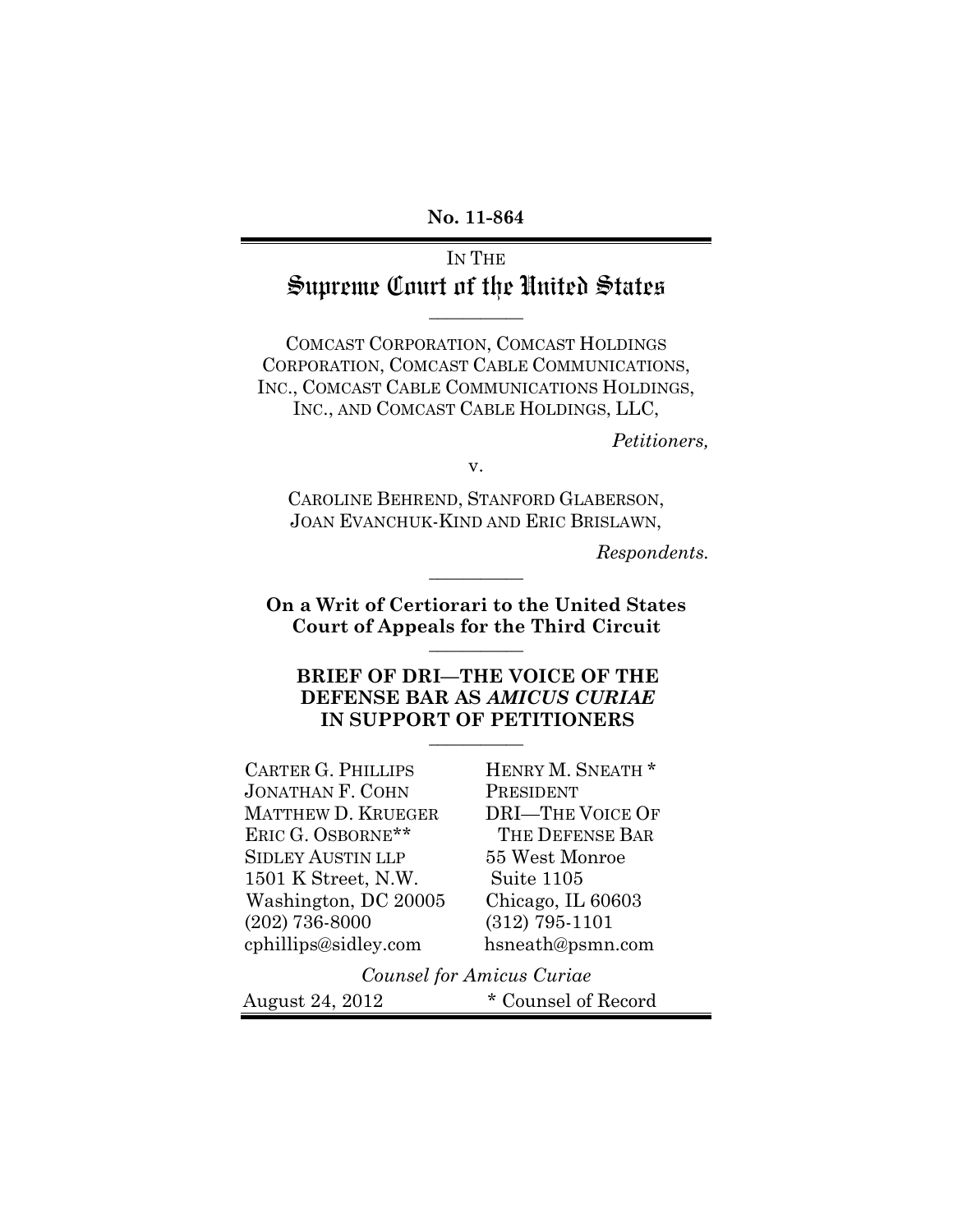**No. 11-864**

IN THE

# Supreme Court of the United States

---

COMCAST CORPORATION, COMCAST HOLDINGS CORPORATION, COMCAST CABLE COMMUNICATIONS, INC., COMCAST CABLE COMMUNICATIONS HOLDINGS, INC., AND COMCAST CABLE HOLDINGS, LLC,

*Petitioners,*

v.

CAROLINE BEHREND, STANFORD GLABERSON, JOAN EVANCHUK-KIND AND ERIC BRISLAWN,

*Respondents.*

---

**On a Writ of Certiorari to the United States Court of Appeals for the Third Circuit**

---

**BRIEF OF DRI—THE VOICE OF THE DEFENSE BAR AS *AMICUS CURIAE* IN SUPPORT OF PETITIONERS**

---

CARTER G. PHILLIPS
JONATHAN F. COHN
MATTHEW D. KRUEGER
ERIC G. OSBORNE**
SIDLEY AUSTIN LLP
1501 K Street, N.W.
Washington, DC 20005
(202) 736-8000
cphillips@sidley.com

HENRY M. SNEATH *
PRESIDENT
DRI—THE VOICE OF THE DEFENSE BAR
55 West Monroe
Suite 1105
Chicago, IL 60603
(312) 795-1101
hsneath@psmn.com

*Counsel for Amicus Curiae*

August 24, 2012

\* Counsel of Record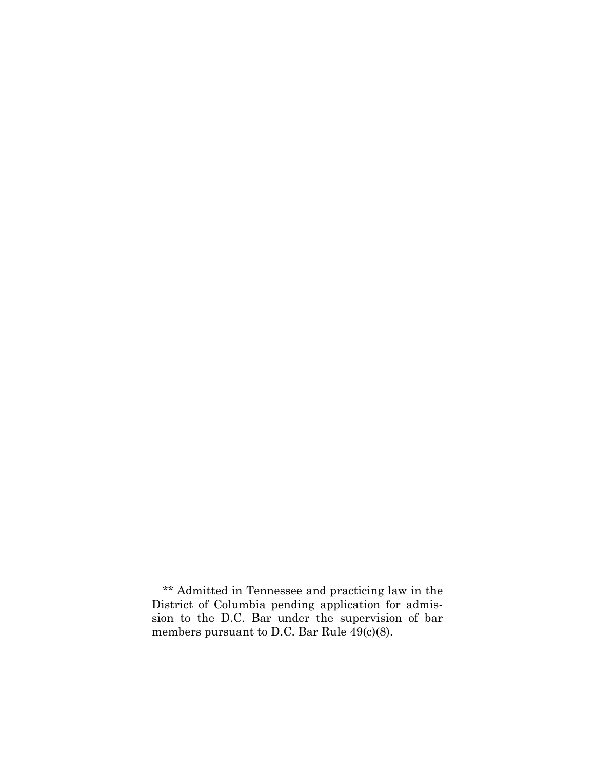** Admitted in Tennessee and practicing law in the District of Columbia pending application for admission to the D.C. Bar under the supervision of bar members pursuant to D.C. Bar Rule 49(c)(8).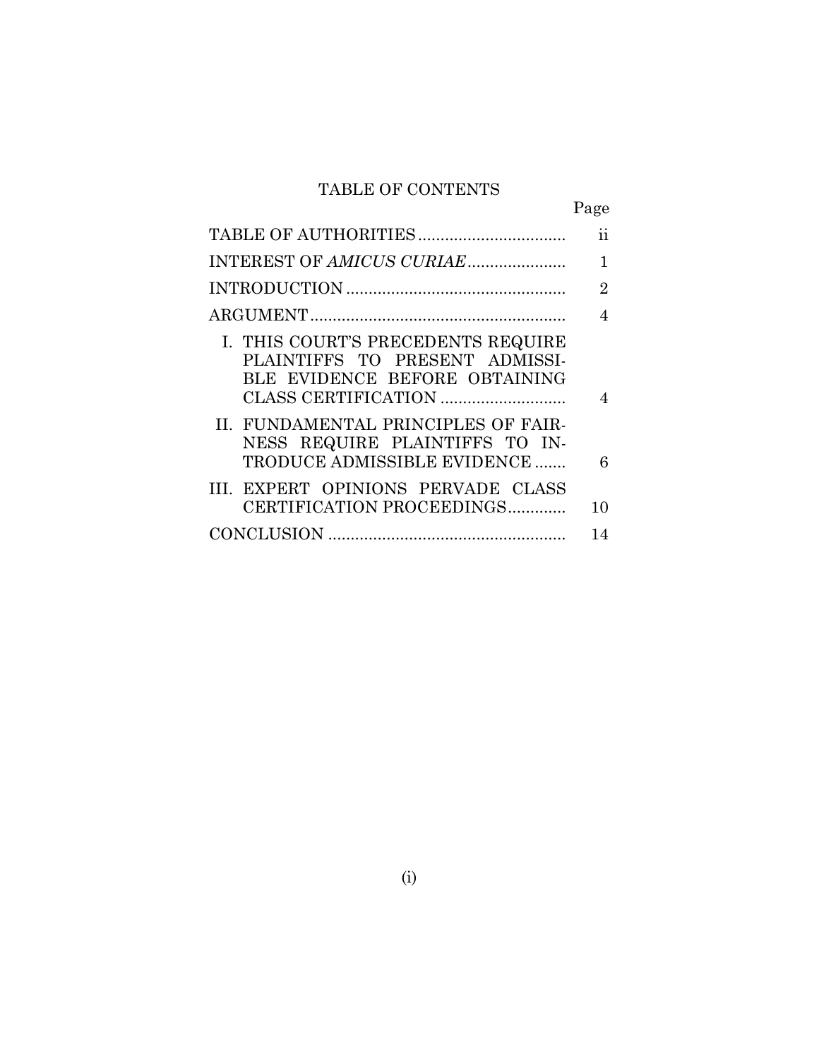# TABLE OF CONTENTS

| | Page |
|---|---|
| TABLE OF AUTHORITIES | ii |
| INTEREST OF *AMICUS CURIAE* | 1 |
| INTRODUCTION | 2 |
| ARGUMENT | 4 |
| I. THIS COURT'S PRECEDENTS REQUIRE PLAINTIFFS TO PRESENT ADMISSIBLE EVIDENCE BEFORE OBTAINING CLASS CERTIFICATION | 4 |
| II. FUNDAMENTAL PRINCIPLES OF FAIRNESS REQUIRE PLAINTIFFS TO INTRODUCE ADMISSIBLE EVIDENCE | 6 |
| III. EXPERT OPINIONS PERVADE CLASS CERTIFICATION PROCEEDINGS | 10 |
| CONCLUSION | 14 |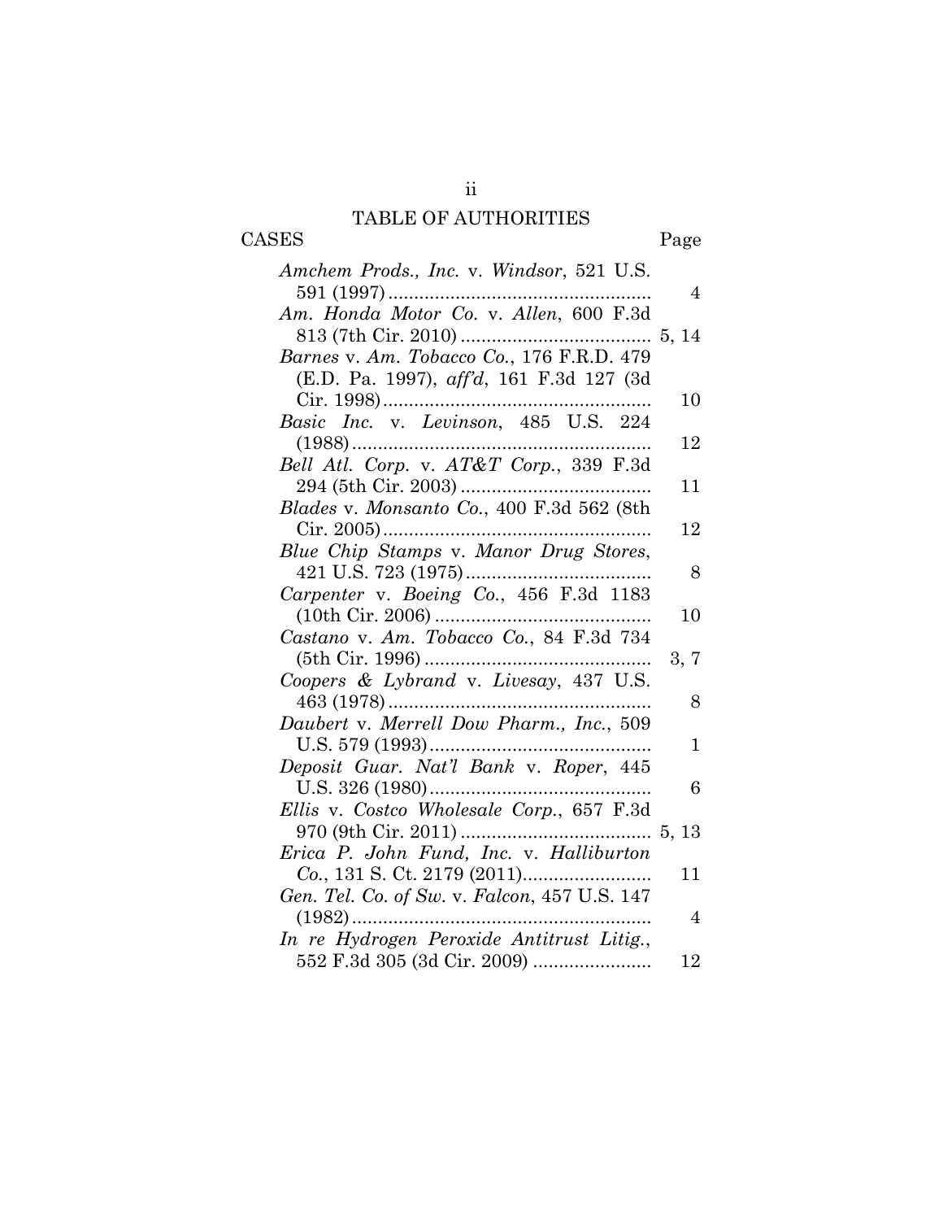# TABLE OF AUTHORITIES

| CASES | Page |
|---|---|
| *Amchem Prods., Inc.* v. *Windsor*, 521 U.S. 591 (1997) | 4 |
| *Am. Honda Motor Co.* v. *Allen*, 600 F.3d 813 (7th Cir. 2010) | 5, 14 |
| *Barnes* v. *Am. Tobacco Co.*, 176 F.R.D. 479 (E.D. Pa. 1997), *aff'd*, 161 F.3d 127 (3d Cir. 1998) | 10 |
| *Basic Inc.* v. *Levinson*, 485 U.S. 224 (1988) | 12 |
| *Bell Atl. Corp.* v. *AT&T Corp.*, 339 F.3d 294 (5th Cir. 2003) | 11 |
| *Blades* v. *Monsanto Co.*, 400 F.3d 562 (8th Cir. 2005) | 12 |
| *Blue Chip Stamps* v. *Manor Drug Stores*, 421 U.S. 723 (1975) | 8 |
| *Carpenter* v. *Boeing Co.*, 456 F.3d 1183 (10th Cir. 2006) | 10 |
| *Castano* v. *Am. Tobacco Co.*, 84 F.3d 734 (5th Cir. 1996) | 3, 7 |
| *Coopers & Lybrand* v. *Livesay*, 437 U.S. 463 (1978) | 8 |
| *Daubert* v. *Merrell Dow Pharm., Inc.*, 509 U.S. 579 (1993) | 1 |
| *Deposit Guar. Nat'l Bank* v. *Roper*, 445 U.S. 326 (1980) | 6 |
| *Ellis* v. *Costco Wholesale Corp.*, 657 F.3d 970 (9th Cir. 2011) | 5, 13 |
| *Erica P. John Fund, Inc.* v. *Halliburton Co.*, 131 S. Ct. 2179 (2011) | 11 |
| *Gen. Tel. Co. of Sw.* v. *Falcon*, 457 U.S. 147 (1982) | 4 |
| *In re Hydrogen Peroxide Antitrust Litig.*, 552 F.3d 305 (3d Cir. 2009) | 12 |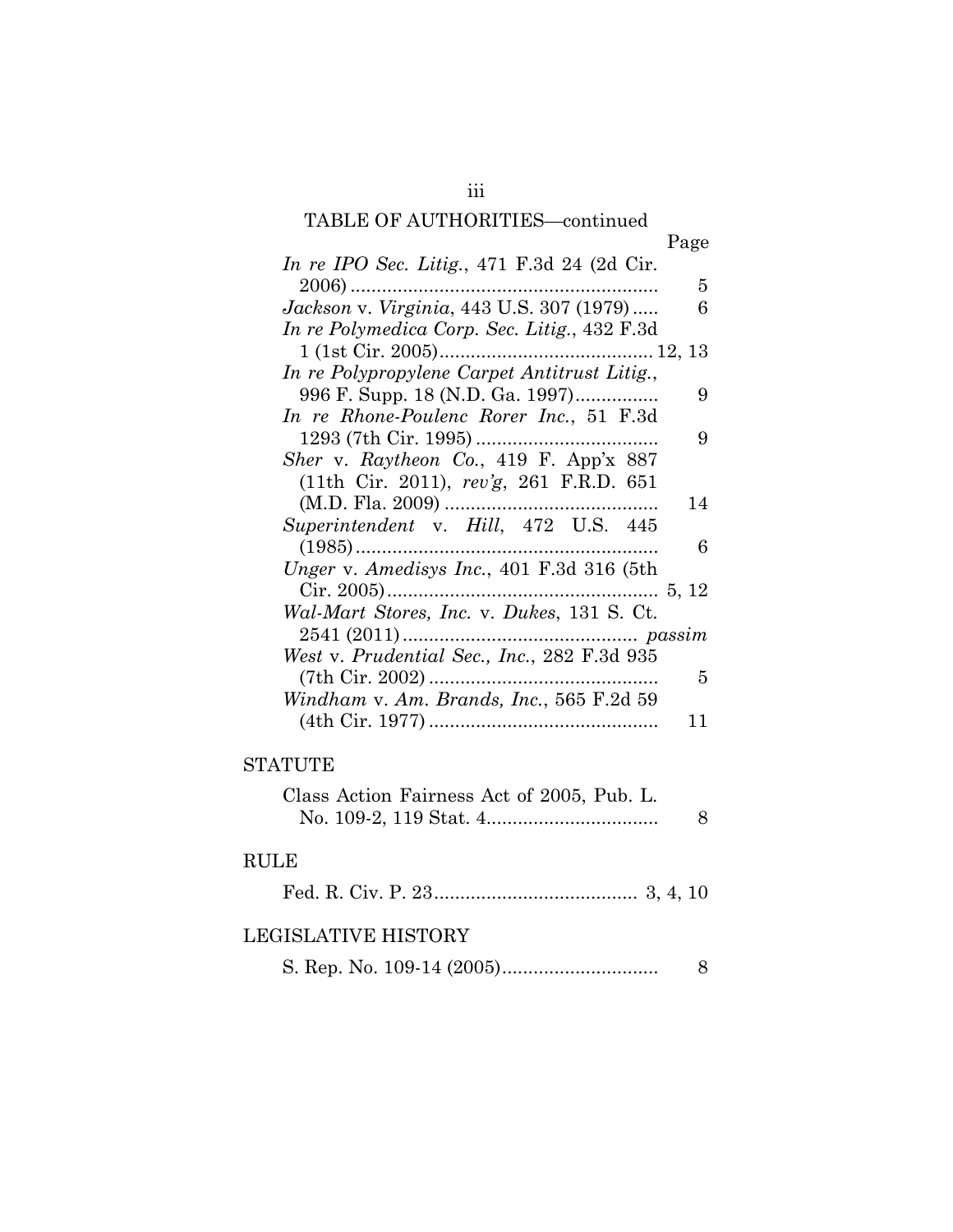TABLE OF AUTHORITIES—continued

| | Page |
|---|---|
| *In re IPO Sec. Litig.*, 471 F.3d 24 (2d Cir. 2006) | 5 |
| *Jackson* v. *Virginia*, 443 U.S. 307 (1979) | 6 |
| *In re Polymedica Corp. Sec. Litig.*, 432 F.3d 1 (1st Cir. 2005) | 12, 13 |
| *In re Polypropylene Carpet Antitrust Litig.*, 996 F. Supp. 18 (N.D. Ga. 1997) | 9 |
| *In re Rhone-Poulenc Rorer Inc.*, 51 F.3d 1293 (7th Cir. 1995) | 9 |
| *Sher* v. *Raytheon Co.*, 419 F. App'x 887 (11th Cir. 2011), *rev'g*, 261 F.R.D. 651 (M.D. Fla. 2009) | 14 |
| *Superintendent* v. *Hill*, 472 U.S. 445 (1985) | 6 |
| *Unger* v. *Amedisys Inc.*, 401 F.3d 316 (5th Cir. 2005) | 5, 12 |
| *Wal-Mart Stores, Inc.* v. *Dukes*, 131 S. Ct. 2541 (2011) | *passim* |
| *West* v. *Prudential Sec., Inc.*, 282 F.3d 935 (7th Cir. 2002) | 5 |
| *Windham* v. *Am. Brands, Inc.*, 565 F.2d 59 (4th Cir. 1977) | 11 |

STATUTE

| | |
|---|---|
| Class Action Fairness Act of 2005, Pub. L. No. 109-2, 119 Stat. 4 | 8 |

RULE

| | |
|---|---|
| Fed. R. Civ. P. 23 | 3, 4, 10 |

LEGISLATIVE HISTORY

| | |
|---|---|
| S. Rep. No. 109-14 (2005) | 8 |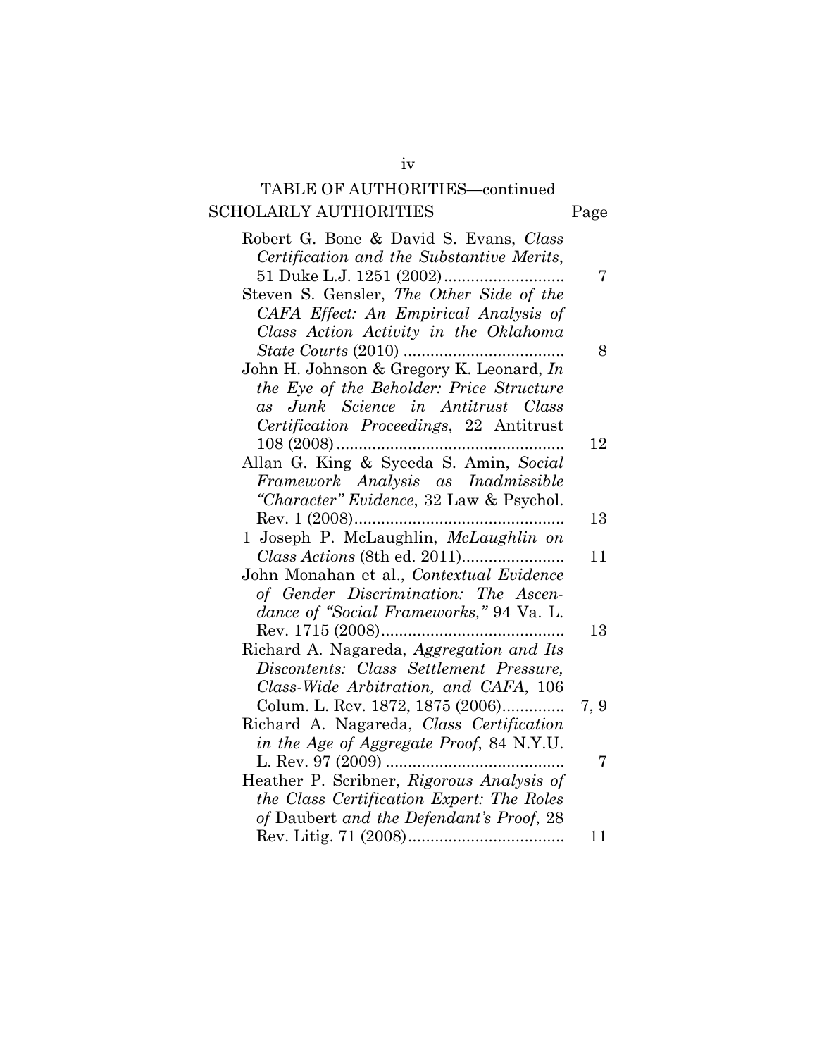TABLE OF AUTHORITIES—continued

SCHOLARLY AUTHORITIES

| | Page |
|---|---|
| Robert G. Bone & David S. Evans, *Class Certification and the Substantive Merits*, 51 Duke L.J. 1251 (2002) | 7 |
| Steven S. Gensler, *The Other Side of the CAFA Effect: An Empirical Analysis of Class Action Activity in the Oklahoma State Courts* (2010) | 8 |
| John H. Johnson & Gregory K. Leonard, *In the Eye of the Beholder: Price Structure as Junk Science in Antitrust Class Certification Proceedings*, 22 Antitrust 108 (2008) | 12 |
| Allan G. King & Syeeda S. Amin, *Social Framework Analysis as Inadmissible "Character" Evidence*, 32 Law & Psychol. Rev. 1 (2008) | 13 |
| 1 Joseph P. McLaughlin, *McLaughlin on Class Actions* (8th ed. 2011) | 11 |
| John Monahan et al., *Contextual Evidence of Gender Discrimination: The Ascendance of "Social Frameworks,"* 94 Va. L. Rev. 1715 (2008) | 13 |
| Richard A. Nagareda, *Aggregation and Its Discontents: Class Settlement Pressure, Class-Wide Arbitration, and CAFA*, 106 Colum. L. Rev. 1872, 1875 (2006) | 7, 9 |
| Richard A. Nagareda, *Class Certification in the Age of Aggregate Proof*, 84 N.Y.U. L. Rev. 97 (2009) | 7 |
| Heather P. Scribner, *Rigorous Analysis of the Class Certification Expert: The Roles of* Daubert *and the Defendant's Proof*, 28 Rev. Litig. 71 (2008) | 11 |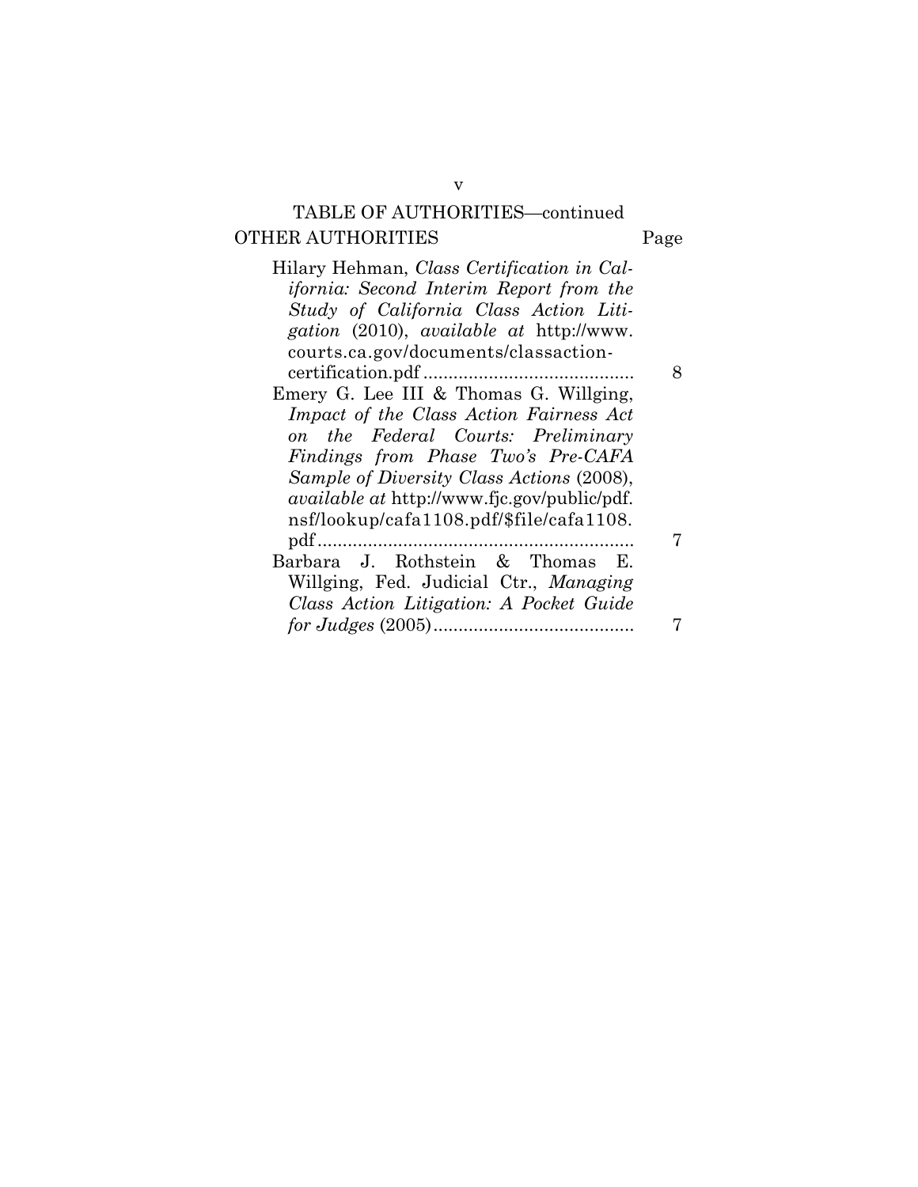## TABLE OF AUTHORITIES—continued

**OTHER AUTHORITIES** | Page

Hilary Hehman, *Class Certification in California: Second Interim Report from the Study of California Class Action Litigation* (2010), *available at* http://www.courts.ca.gov/documents/classaction-certification.pdf .......................................... 8

Emery G. Lee III & Thomas G. Willging, *Impact of the Class Action Fairness Act on the Federal Courts: Preliminary Findings from Phase Two's Pre-CAFA Sample of Diversity Class Actions* (2008), *available at* http://www.fjc.gov/public/pdf.nsf/lookup/cafa1108.pdf/$file/cafa1108.pdf ................................................................ 7

Barbara J. Rothstein & Thomas E. Willging, Fed. Judicial Ctr., *Managing Class Action Litigation: A Pocket Guide for Judges* (2005)........................................ 7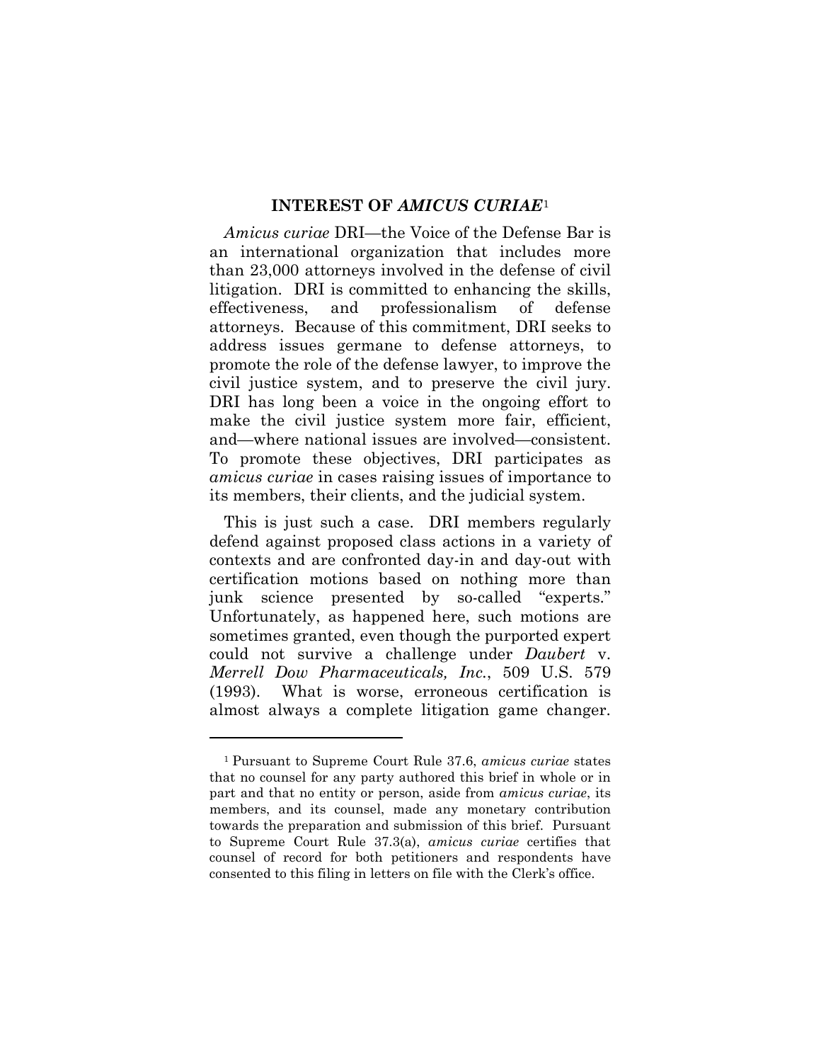## INTEREST OF *AMICUS CURIAE*[1]

*Amicus curiae* DRI—the Voice of the Defense Bar is an international organization that includes more than 23,000 attorneys involved in the defense of civil litigation. DRI is committed to enhancing the skills, effectiveness, and professionalism of defense attorneys. Because of this commitment, DRI seeks to address issues germane to defense attorneys, to promote the role of the defense lawyer, to improve the civil justice system, and to preserve the civil jury. DRI has long been a voice in the ongoing effort to make the civil justice system more fair, efficient, and—where national issues are involved—consistent. To promote these objectives, DRI participates as *amicus curiae* in cases raising issues of importance to its members, their clients, and the judicial system.

This is just such a case. DRI members regularly defend against proposed class actions in a variety of contexts and are confronted day-in and day-out with certification motions based on nothing more than junk science presented by so-called "experts." Unfortunately, as happened here, such motions are sometimes granted, even though the purported expert could not survive a challenge under *Daubert* v. *Merrell Dow Pharmaceuticals, Inc.*, 509 U.S. 579 (1993). What is worse, erroneous certification is almost always a complete litigation game changer.

---

[1] Pursuant to Supreme Court Rule 37.6, *amicus curiae* states that no counsel for any party authored this brief in whole or in part and that no entity or person, aside from *amicus curiae*, its members, and its counsel, made any monetary contribution towards the preparation and submission of this brief. Pursuant to Supreme Court Rule 37.3(a), *amicus curiae* certifies that counsel of record for both petitioners and respondents have consented to this filing in letters on file with the Clerk's office.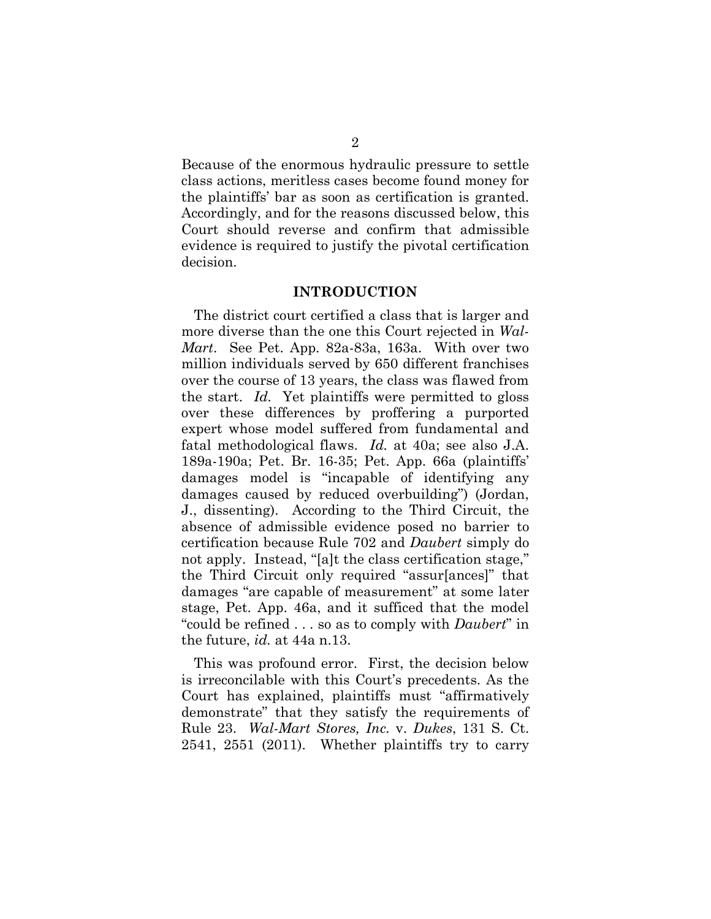Because of the enormous hydraulic pressure to settle class actions, meritless cases become found money for the plaintiffs' bar as soon as certification is granted. Accordingly, and for the reasons discussed below, this Court should reverse and confirm that admissible evidence is required to justify the pivotal certification decision.

## INTRODUCTION

The district court certified a class that is larger and more diverse than the one this Court rejected in *Wal-Mart*. See Pet. App. 82a-83a, 163a. With over two million individuals served by 650 different franchises over the course of 13 years, the class was flawed from the start. *Id.* Yet plaintiffs were permitted to gloss over these differences by proffering a purported expert whose model suffered from fundamental and fatal methodological flaws. *Id.* at 40a; see also J.A. 189a-190a; Pet. Br. 16-35; Pet. App. 66a (plaintiffs' damages model is "incapable of identifying any damages caused by reduced overbuilding") (Jordan, J., dissenting). According to the Third Circuit, the absence of admissible evidence posed no barrier to certification because Rule 702 and *Daubert* simply do not apply. Instead, "[a]t the class certification stage," the Third Circuit only required "assur[ances]" that damages "are capable of measurement" at some later stage, Pet. App. 46a, and it sufficed that the model "could be refined . . . so as to comply with *Daubert*" in the future, *id.* at 44a n.13.

This was profound error. First, the decision below is irreconcilable with this Court's precedents. As the Court has explained, plaintiffs must "affirmatively demonstrate" that they satisfy the requirements of Rule 23. *Wal-Mart Stores, Inc.* v. *Dukes*, 131 S. Ct. 2541, 2551 (2011). Whether plaintiffs try to carry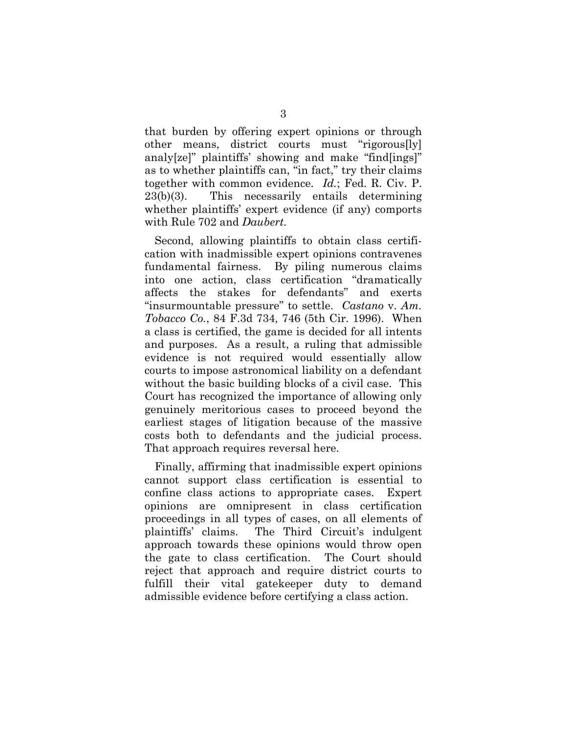that burden by offering expert opinions or through other means, district courts must "rigorous[ly] analy[ze]" plaintiffs' showing and make "find[ings]" as to whether plaintiffs can, "in fact," try their claims together with common evidence. *Id.*; Fed. R. Civ. P. 23(b)(3). This necessarily entails determining whether plaintiffs' expert evidence (if any) comports with Rule 702 and *Daubert*.

Second, allowing plaintiffs to obtain class certification with inadmissible expert opinions contravenes fundamental fairness. By piling numerous claims into one action, class certification "dramatically affects the stakes for defendants" and exerts "insurmountable pressure" to settle. *Castano* v. *Am. Tobacco Co.*, 84 F.3d 734, 746 (5th Cir. 1996). When a class is certified, the game is decided for all intents and purposes. As a result, a ruling that admissible evidence is not required would essentially allow courts to impose astronomical liability on a defendant without the basic building blocks of a civil case. This Court has recognized the importance of allowing only genuinely meritorious cases to proceed beyond the earliest stages of litigation because of the massive costs both to defendants and the judicial process. That approach requires reversal here.

Finally, affirming that inadmissible expert opinions cannot support class certification is essential to confine class actions to appropriate cases. Expert opinions are omnipresent in class certification proceedings in all types of cases, on all elements of plaintiffs' claims. The Third Circuit's indulgent approach towards these opinions would throw open the gate to class certification. The Court should reject that approach and require district courts to fulfill their vital gatekeeper duty to demand admissible evidence before certifying a class action.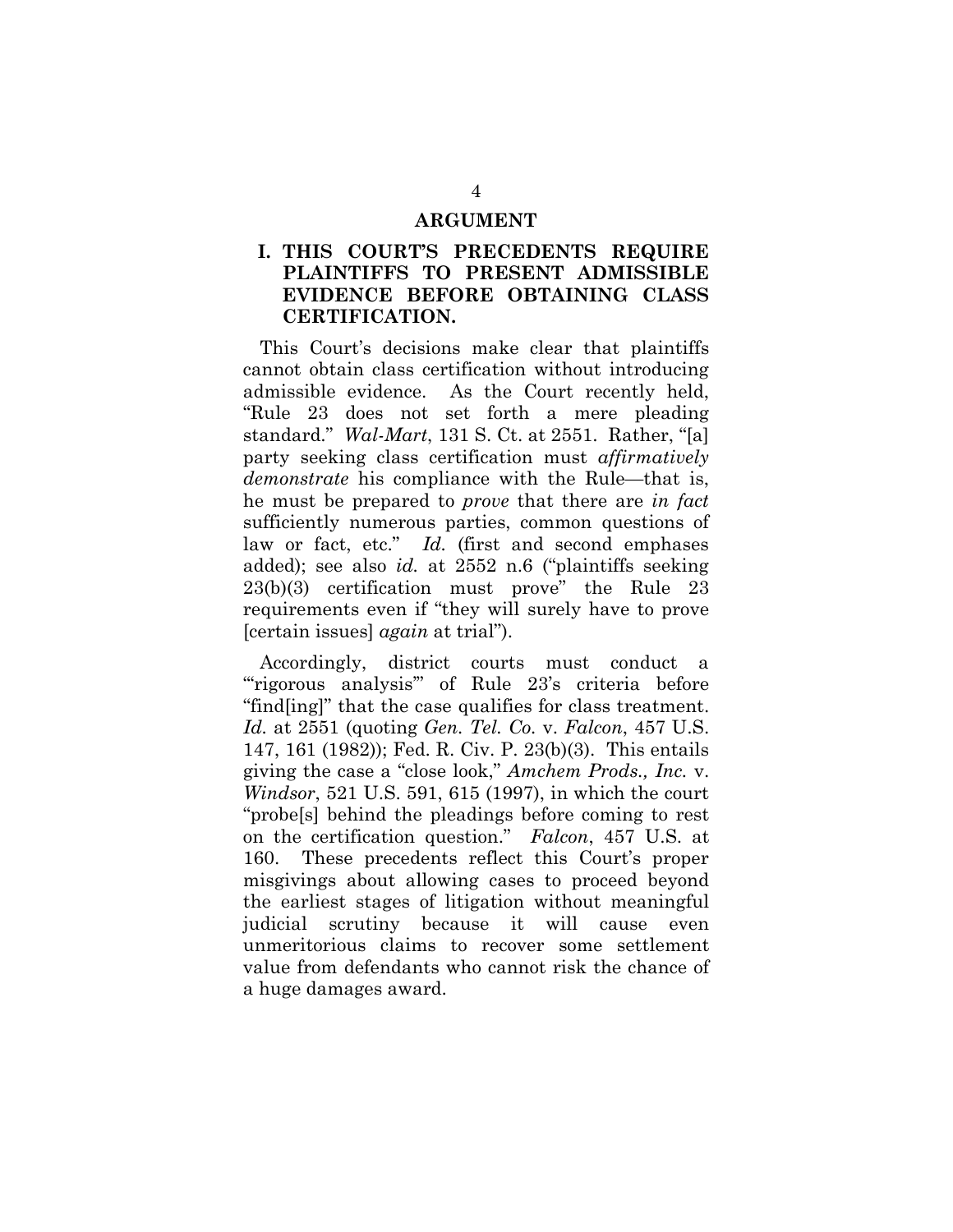# ARGUMENT

## I. THIS COURT'S PRECEDENTS REQUIRE PLAINTIFFS TO PRESENT ADMISSIBLE EVIDENCE BEFORE OBTAINING CLASS CERTIFICATION.

This Court's decisions make clear that plaintiffs cannot obtain class certification without introducing admissible evidence. As the Court recently held, "Rule 23 does not set forth a mere pleading standard." *Wal-Mart*, 131 S. Ct. at 2551. Rather, "[a] party seeking class certification must *affirmatively demonstrate* his compliance with the Rule—that is, he must be prepared to *prove* that there are *in fact* sufficiently numerous parties, common questions of law or fact, etc." *Id.* (first and second emphases added); see also *id.* at 2552 n.6 ("plaintiffs seeking 23(b)(3) certification must prove" the Rule 23 requirements even if "they will surely have to prove [certain issues] *again* at trial").

Accordingly, district courts must conduct a "'rigorous analysis'" of Rule 23's criteria before "find[ing]" that the case qualifies for class treatment. *Id.* at 2551 (quoting *Gen. Tel. Co.* v. *Falcon*, 457 U.S. 147, 161 (1982)); Fed. R. Civ. P. 23(b)(3). This entails giving the case a "close look," *Amchem Prods., Inc.* v. *Windsor*, 521 U.S. 591, 615 (1997), in which the court "probe[s] behind the pleadings before coming to rest on the certification question." *Falcon*, 457 U.S. at 160. These precedents reflect this Court's proper misgivings about allowing cases to proceed beyond the earliest stages of litigation without meaningful judicial scrutiny because it will cause even unmeritorious claims to recover some settlement value from defendants who cannot risk the chance of a huge damages award.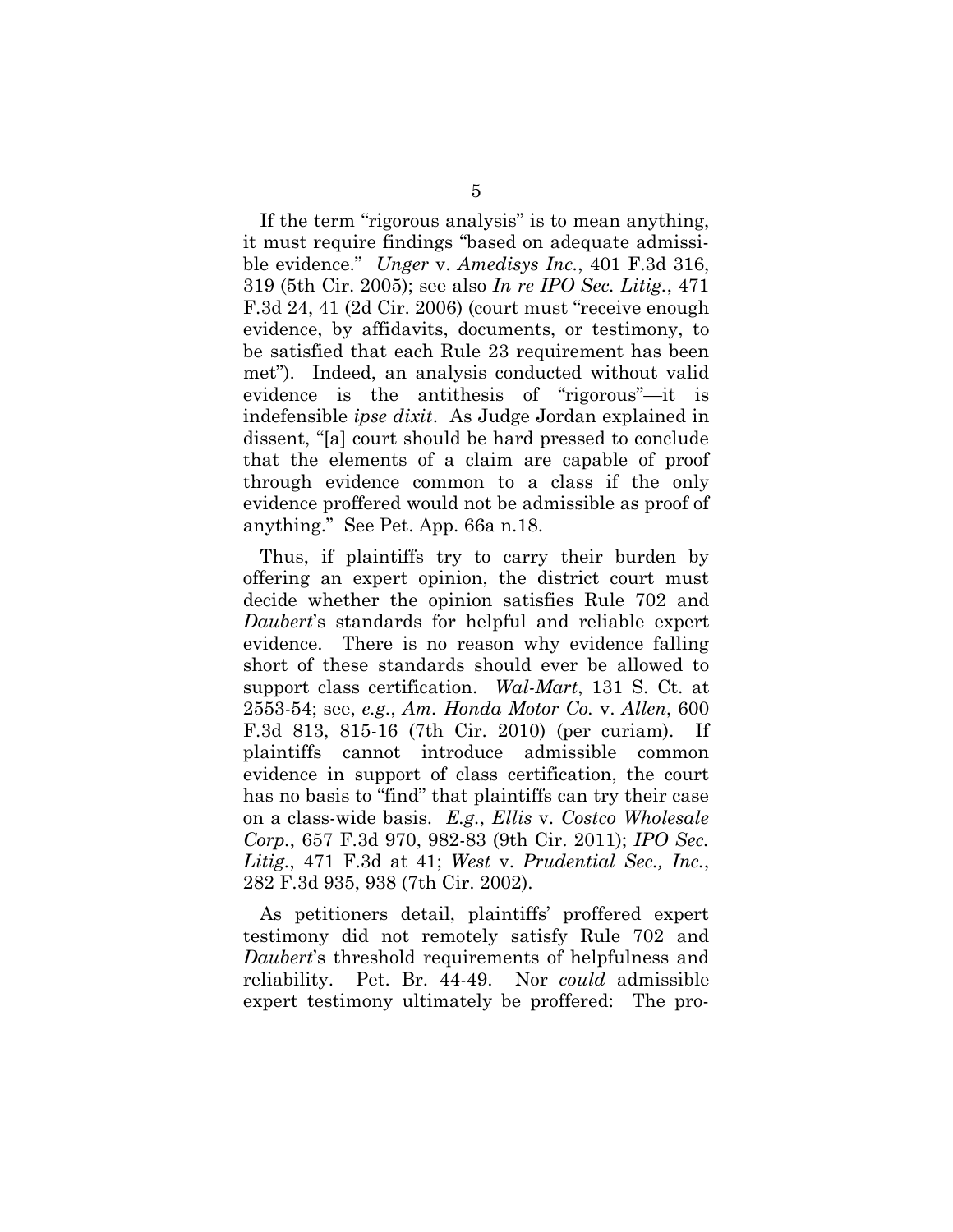If the term "rigorous analysis" is to mean anything, it must require findings "based on adequate admissible evidence." *Unger* v. *Amedisys Inc.*, 401 F.3d 316, 319 (5th Cir. 2005); see also *In re IPO Sec. Litig.*, 471 F.3d 24, 41 (2d Cir. 2006) (court must "receive enough evidence, by affidavits, documents, or testimony, to be satisfied that each Rule 23 requirement has been met"). Indeed, an analysis conducted without valid evidence is the antithesis of "rigorous"—it is indefensible *ipse dixit*. As Judge Jordan explained in dissent, "[a] court should be hard pressed to conclude that the elements of a claim are capable of proof through evidence common to a class if the only evidence proffered would not be admissible as proof of anything." See Pet. App. 66a n.18.

Thus, if plaintiffs try to carry their burden by offering an expert opinion, the district court must decide whether the opinion satisfies Rule 702 and *Daubert*'s standards for helpful and reliable expert evidence. There is no reason why evidence falling short of these standards should ever be allowed to support class certification. *Wal-Mart*, 131 S. Ct. at 2553-54; see, *e.g.*, *Am. Honda Motor Co.* v. *Allen*, 600 F.3d 813, 815-16 (7th Cir. 2010) (per curiam). If plaintiffs cannot introduce admissible common evidence in support of class certification, the court has no basis to "find" that plaintiffs can try their case on a class-wide basis. *E.g.*, *Ellis* v. *Costco Wholesale Corp.*, 657 F.3d 970, 982-83 (9th Cir. 2011); *IPO Sec. Litig.*, 471 F.3d at 41; *West* v. *Prudential Sec., Inc.*, 282 F.3d 935, 938 (7th Cir. 2002).

As petitioners detail, plaintiffs' proffered expert testimony did not remotely satisfy Rule 702 and *Daubert*'s threshold requirements of helpfulness and reliability. Pet. Br. 44-49. Nor *could* admissible expert testimony ultimately be proffered: The pro-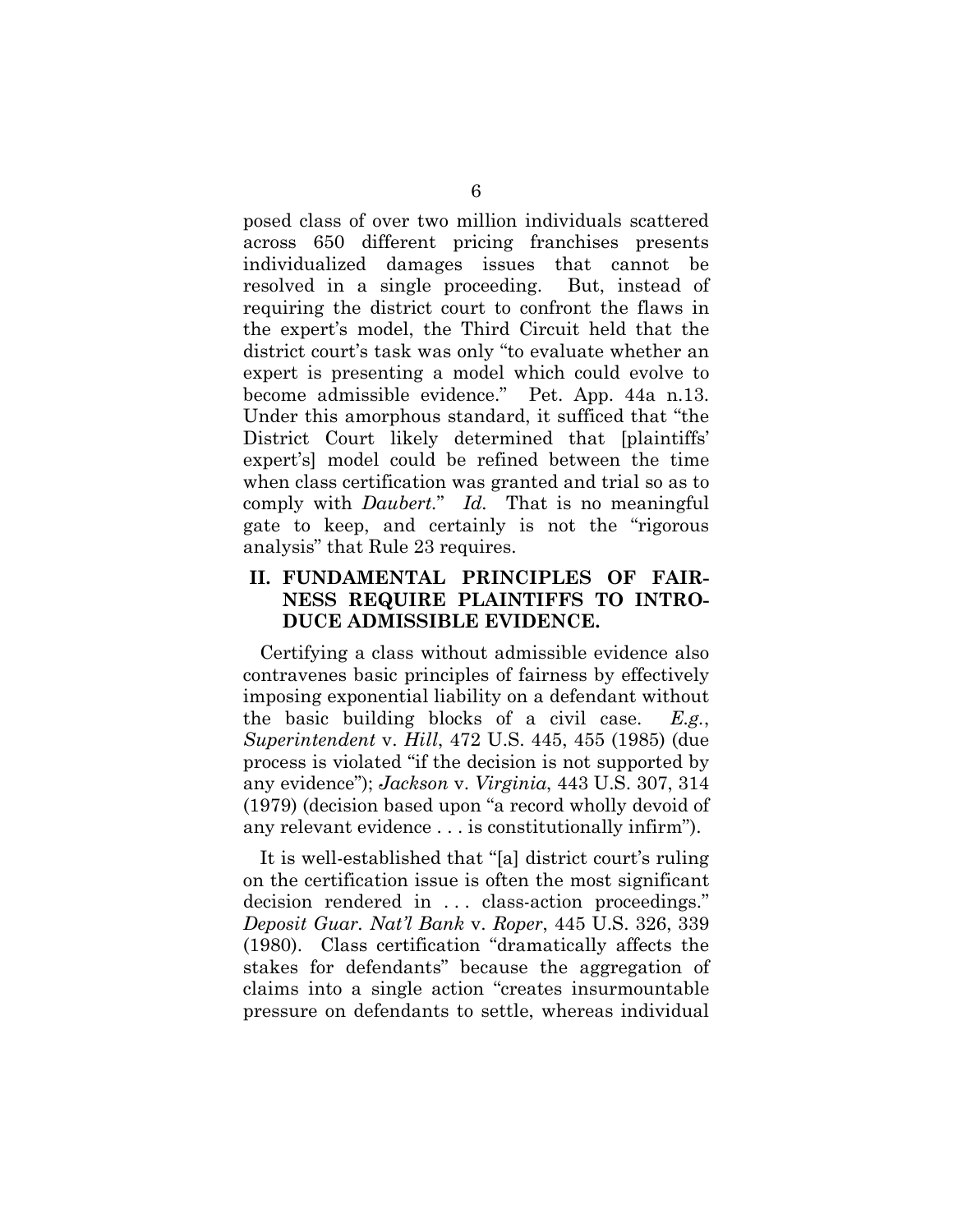posed class of over two million individuals scattered across 650 different pricing franchises presents individualized damages issues that cannot be resolved in a single proceeding. But, instead of requiring the district court to confront the flaws in the expert's model, the Third Circuit held that the district court's task was only "to evaluate whether an expert is presenting a model which could evolve to become admissible evidence." Pet. App. 44a n.13. Under this amorphous standard, it sufficed that "the District Court likely determined that [plaintiffs' expert's] model could be refined between the time when class certification was granted and trial so as to comply with *Daubert*." *Id.* That is no meaningful gate to keep, and certainly is not the "rigorous analysis" that Rule 23 requires.

## II. FUNDAMENTAL PRINCIPLES OF FAIRNESS REQUIRE PLAINTIFFS TO INTRODUCE ADMISSIBLE EVIDENCE.

Certifying a class without admissible evidence also contravenes basic principles of fairness by effectively imposing exponential liability on a defendant without the basic building blocks of a civil case. *E.g.*, *Superintendent* v. *Hill*, 472 U.S. 445, 455 (1985) (due process is violated "if the decision is not supported by any evidence"); *Jackson* v. *Virginia*, 443 U.S. 307, 314 (1979) (decision based upon "a record wholly devoid of any relevant evidence . . . is constitutionally infirm").

It is well-established that "[a] district court's ruling on the certification issue is often the most significant decision rendered in . . . class-action proceedings." *Deposit Guar. Nat'l Bank* v. *Roper*, 445 U.S. 326, 339 (1980). Class certification "dramatically affects the stakes for defendants" because the aggregation of claims into a single action "creates insurmountable pressure on defendants to settle, whereas individual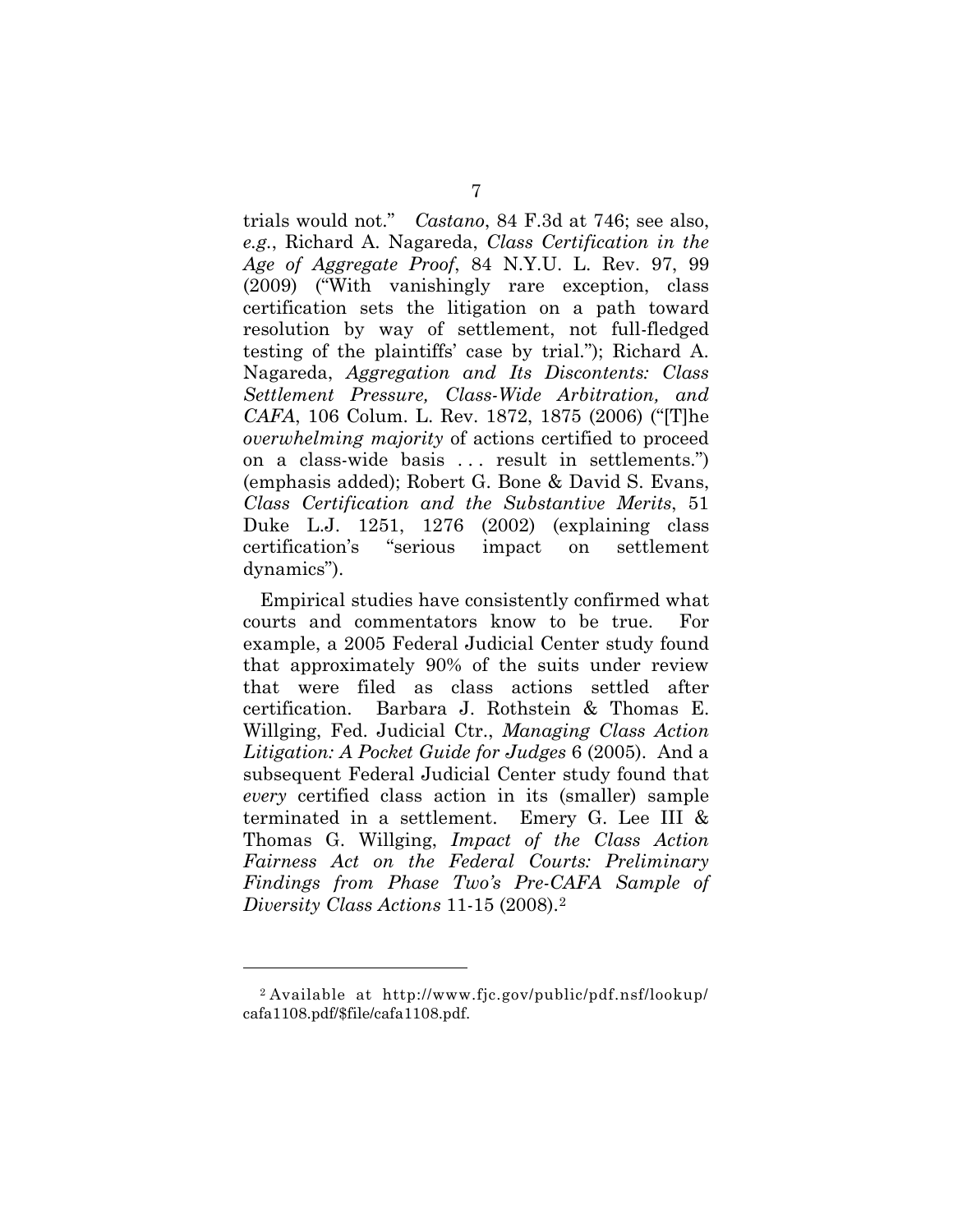trials would not." *Castano*, 84 F.3d at 746; see also, *e.g.*, Richard A. Nagareda, *Class Certification in the Age of Aggregate Proof*, 84 N.Y.U. L. Rev. 97, 99 (2009) ("With vanishingly rare exception, class certification sets the litigation on a path toward resolution by way of settlement, not full-fledged testing of the plaintiffs' case by trial."); Richard A. Nagareda, *Aggregation and Its Discontents: Class Settlement Pressure, Class-Wide Arbitration, and CAFA*, 106 Colum. L. Rev. 1872, 1875 (2006) ("[T]he *overwhelming majority* of actions certified to proceed on a class-wide basis . . . result in settlements.") (emphasis added); Robert G. Bone & David S. Evans, *Class Certification and the Substantive Merits*, 51 Duke L.J. 1251, 1276 (2002) (explaining class certification's "serious impact on settlement dynamics").

Empirical studies have consistently confirmed what courts and commentators know to be true. For example, a 2005 Federal Judicial Center study found that approximately 90% of the suits under review that were filed as class actions settled after certification. Barbara J. Rothstein & Thomas E. Willging, Fed. Judicial Ctr., *Managing Class Action Litigation: A Pocket Guide for Judges* 6 (2005). And a subsequent Federal Judicial Center study found that *every* certified class action in its (smaller) sample terminated in a settlement. Emery G. Lee III & Thomas G. Willging, *Impact of the Class Action Fairness Act on the Federal Courts: Preliminary Findings from Phase Two's Pre-CAFA Sample of Diversity Class Actions* 11-15 (2008).[2]

---

[2] Available at http://www.fjc.gov/public/pdf.nsf/lookup/cafa1108.pdf/$file/cafa1108.pdf.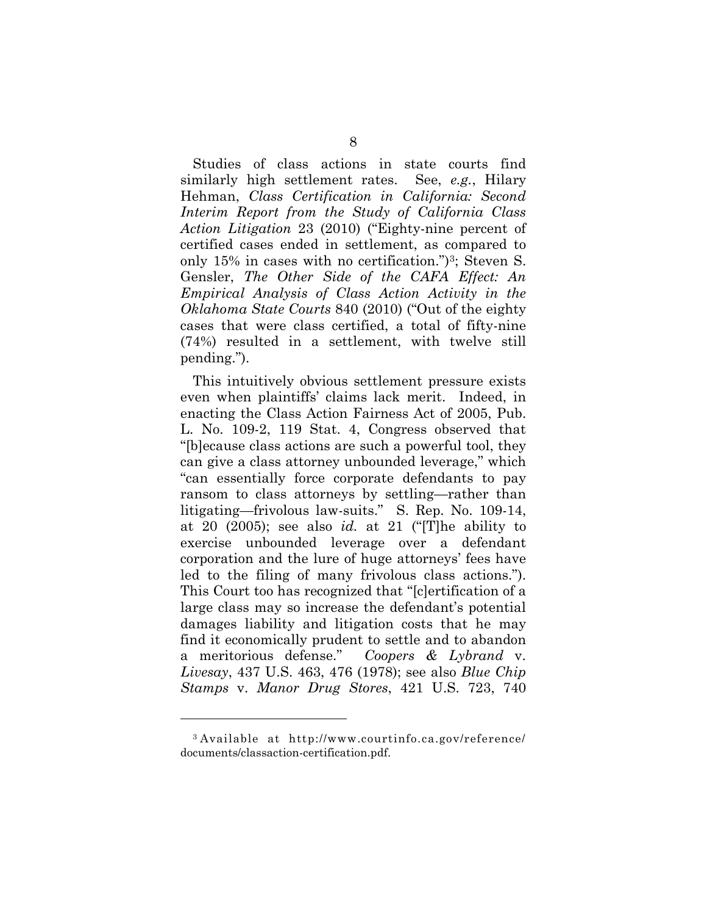Studies of class actions in state courts find similarly high settlement rates. See, *e.g.*, Hilary Hehman, *Class Certification in California: Second Interim Report from the Study of California Class Action Litigation* 23 (2010) ("Eighty-nine percent of certified cases ended in settlement, as compared to only 15% in cases with no certification.")[3]; Steven S. Gensler, *The Other Side of the CAFA Effect: An Empirical Analysis of Class Action Activity in the Oklahoma State Courts* 840 (2010) ("Out of the eighty cases that were class certified, a total of fifty-nine (74%) resulted in a settlement, with twelve still pending.").

This intuitively obvious settlement pressure exists even when plaintiffs' claims lack merit. Indeed, in enacting the Class Action Fairness Act of 2005, Pub. L. No. 109-2, 119 Stat. 4, Congress observed that "[b]ecause class actions are such a powerful tool, they can give a class attorney unbounded leverage," which "can essentially force corporate defendants to pay ransom to class attorneys by settling—rather than litigating—frivolous law-suits." S. Rep. No. 109-14, at 20 (2005); see also *id.* at 21 ("[T]he ability to exercise unbounded leverage over a defendant corporation and the lure of huge attorneys' fees have led to the filing of many frivolous class actions."). This Court too has recognized that "[c]ertification of a large class may so increase the defendant's potential damages liability and litigation costs that he may find it economically prudent to settle and to abandon a meritorious defense." *Coopers & Lybrand* v. *Livesay*, 437 U.S. 463, 476 (1978); see also *Blue Chip Stamps* v. *Manor Drug Stores*, 421 U.S. 723, 740

[3] Available at http://www.courtinfo.ca.gov/reference/documents/classaction-certification.pdf.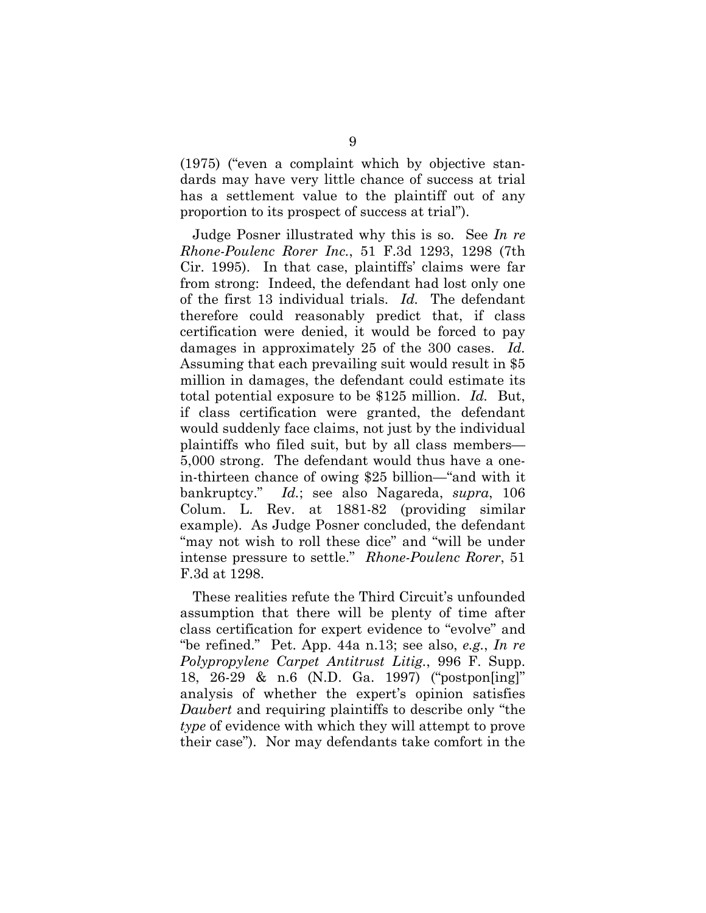(1975) ("even a complaint which by objective standards may have very little chance of success at trial has a settlement value to the plaintiff out of any proportion to its prospect of success at trial").

Judge Posner illustrated why this is so. See *In re Rhone-Poulenc Rorer Inc.*, 51 F.3d 1293, 1298 (7th Cir. 1995). In that case, plaintiffs' claims were far from strong: Indeed, the defendant had lost only one of the first 13 individual trials. *Id.* The defendant therefore could reasonably predict that, if class certification were denied, it would be forced to pay damages in approximately 25 of the 300 cases. *Id.* Assuming that each prevailing suit would result in $5 million in damages, the defendant could estimate its total potential exposure to be $125 million. *Id.* But, if class certification were granted, the defendant would suddenly face claims, not just by the individual plaintiffs who filed suit, but by all class members—5,000 strong. The defendant would thus have a one-in-thirteen chance of owing $25 billion—"and with it bankruptcy." *Id.*; see also Nagareda, *supra*, 106 Colum. L. Rev. at 1881-82 (providing similar example). As Judge Posner concluded, the defendant "may not wish to roll these dice" and "will be under intense pressure to settle." *Rhone-Poulenc Rorer*, 51 F.3d at 1298.

These realities refute the Third Circuit's unfounded assumption that there will be plenty of time after class certification for expert evidence to "evolve" and "be refined." Pet. App. 44a n.13; see also, *e.g.*, *In re Polypropylene Carpet Antitrust Litig.*, 996 F. Supp. 18, 26-29 & n.6 (N.D. Ga. 1997) ("postpon[ing]" analysis of whether the expert's opinion satisfies *Daubert* and requiring plaintiffs to describe only "the *type* of evidence with which they will attempt to prove their case"). Nor may defendants take comfort in the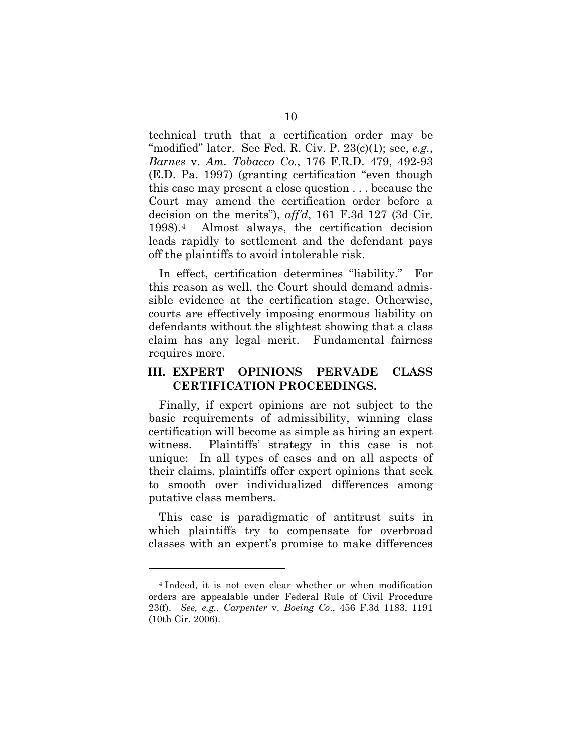technical truth that a certification order may be "modified" later. See Fed. R. Civ. P. 23(c)(1); see, *e.g.*, *Barnes* v. *Am. Tobacco Co.*, 176 F.R.D. 479, 492-93 (E.D. Pa. 1997) (granting certification "even though this case may present a close question . . . because the Court may amend the certification order before a decision on the merits"), *aff'd*, 161 F.3d 127 (3d Cir. 1998).[4] Almost always, the certification decision leads rapidly to settlement and the defendant pays off the plaintiffs to avoid intolerable risk.

In effect, certification determines "liability." For this reason as well, the Court should demand admissible evidence at the certification stage. Otherwise, courts are effectively imposing enormous liability on defendants without the slightest showing that a class claim has any legal merit. Fundamental fairness requires more.

## III. EXPERT OPINIONS PERVADE CLASS CERTIFICATION PROCEEDINGS.

Finally, if expert opinions are not subject to the basic requirements of admissibility, winning class certification will become as simple as hiring an expert witness. Plaintiffs' strategy in this case is not unique: In all types of cases and on all aspects of their claims, plaintiffs offer expert opinions that seek to smooth over individualized differences among putative class members.

This case is paradigmatic of antitrust suits in which plaintiffs try to compensate for overbroad classes with an expert's promise to make differences

---

[4] Indeed, it is not even clear whether or when modification orders are appealable under Federal Rule of Civil Procedure 23(f). *See, e.g.*, *Carpenter* v. *Boeing Co.*, 456 F.3d 1183, 1191 (10th Cir. 2006).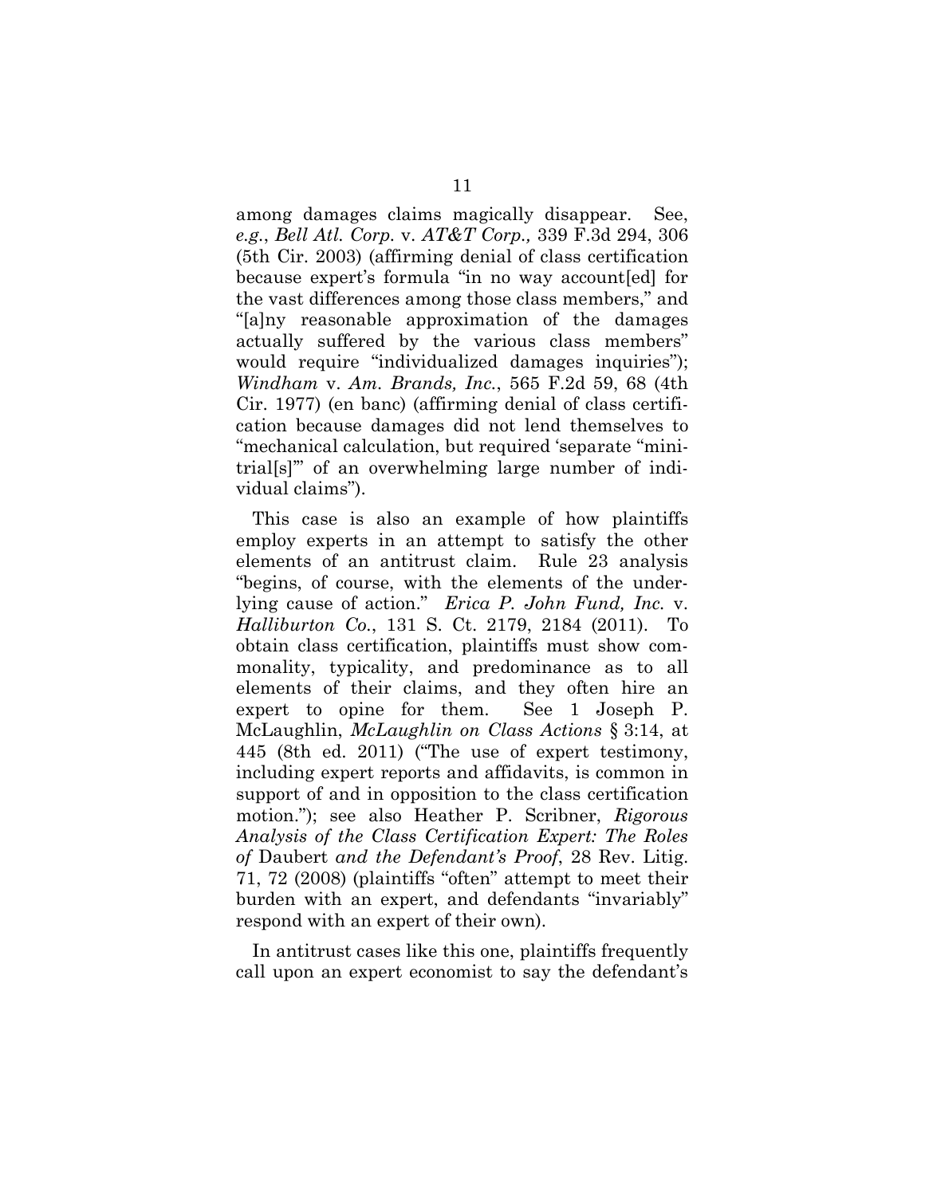among damages claims magically disappear. See, *e.g.*, *Bell Atl. Corp.* v. *AT&T Corp.,* 339 F.3d 294, 306 (5th Cir. 2003) (affirming denial of class certification because expert's formula "in no way account[ed] for the vast differences among those class members," and "[a]ny reasonable approximation of the damages actually suffered by the various class members" would require "individualized damages inquiries"); *Windham* v. *Am. Brands, Inc.*, 565 F.2d 59, 68 (4th Cir. 1977) (en banc) (affirming denial of class certification because damages did not lend themselves to "mechanical calculation, but required 'separate "mini-trial[s]"' of an overwhelming large number of individual claims").

This case is also an example of how plaintiffs employ experts in an attempt to satisfy the other elements of an antitrust claim. Rule 23 analysis "begins, of course, with the elements of the underlying cause of action." *Erica P. John Fund, Inc.* v. *Halliburton Co.*, 131 S. Ct. 2179, 2184 (2011). To obtain class certification, plaintiffs must show commonality, typicality, and predominance as to all elements of their claims, and they often hire an expert to opine for them. See 1 Joseph P. McLaughlin, *McLaughlin on Class Actions* § 3:14, at 445 (8th ed. 2011) ("The use of expert testimony, including expert reports and affidavits, is common in support of and in opposition to the class certification motion."); see also Heather P. Scribner, *Rigorous Analysis of the Class Certification Expert: The Roles of* Daubert *and the Defendant's Proof*, 28 Rev. Litig. 71, 72 (2008) (plaintiffs "often" attempt to meet their burden with an expert, and defendants "invariably" respond with an expert of their own).

In antitrust cases like this one, plaintiffs frequently call upon an expert economist to say the defendant's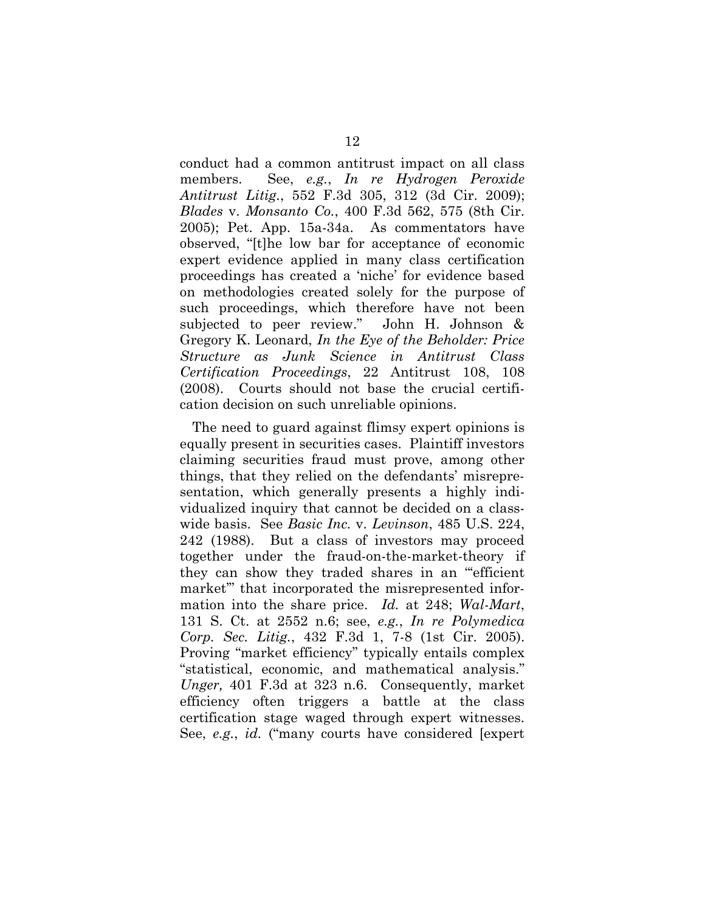conduct had a common antitrust impact on all class members. See, *e.g.*, *In re Hydrogen Peroxide Antitrust Litig.*, 552 F.3d 305, 312 (3d Cir. 2009); *Blades* v. *Monsanto Co.*, 400 F.3d 562, 575 (8th Cir. 2005); Pet. App. 15a-34a. As commentators have observed, "[t]he low bar for acceptance of economic expert evidence applied in many class certification proceedings has created a 'niche' for evidence based on methodologies created solely for the purpose of such proceedings, which therefore have not been subjected to peer review." John H. Johnson & Gregory K. Leonard, *In the Eye of the Beholder: Price Structure as Junk Science in Antitrust Class Certification Proceedings*, 22 Antitrust 108, 108 (2008). Courts should not base the crucial certification decision on such unreliable opinions.

The need to guard against flimsy expert opinions is equally present in securities cases. Plaintiff investors claiming securities fraud must prove, among other things, that they relied on the defendants' misrepresentation, which generally presents a highly individualized inquiry that cannot be decided on a class-wide basis. See *Basic Inc.* v. *Levinson*, 485 U.S. 224, 242 (1988). But a class of investors may proceed together under the fraud-on-the-market-theory if they can show they traded shares in an '"efficient market"' that incorporated the misrepresented information into the share price. *Id.* at 248; *Wal-Mart*, 131 S. Ct. at 2552 n.6; see, *e.g.*, *In re Polymedica Corp. Sec. Litig.*, 432 F.3d 1, 7-8 (1st Cir. 2005). Proving "market efficiency" typically entails complex "statistical, economic, and mathematical analysis." *Unger,* 401 F.3d at 323 n.6. Consequently, market efficiency often triggers a battle at the class certification stage waged through expert witnesses. See, *e.g.*, *id.* ("many courts have considered [expert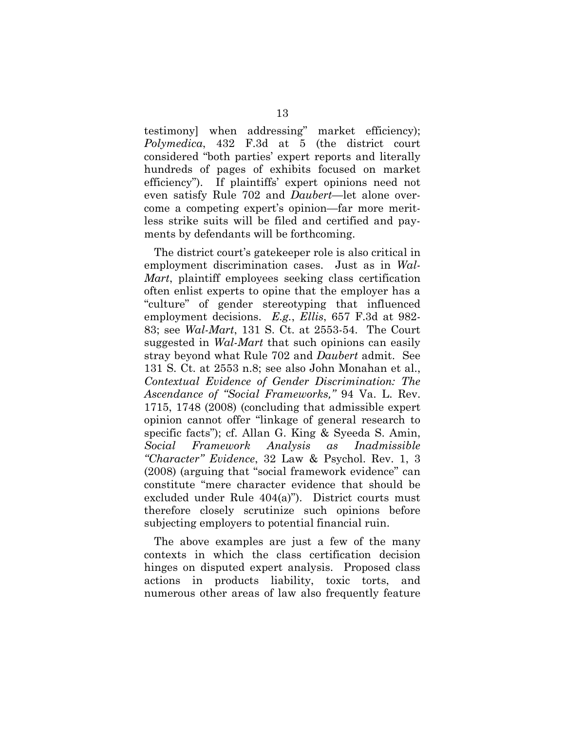testimony] when addressing" market efficiency); *Polymedica*, 432 F.3d at 5 (the district court considered "both parties' expert reports and literally hundreds of pages of exhibits focused on market efficiency"). If plaintiffs' expert opinions need not even satisfy Rule 702 and *Daubert*—let alone overcome a competing expert's opinion—far more meritless strike suits will be filed and certified and payments by defendants will be forthcoming.

The district court's gatekeeper role is also critical in employment discrimination cases. Just as in *Wal-Mart*, plaintiff employees seeking class certification often enlist experts to opine that the employer has a "culture" of gender stereotyping that influenced employment decisions. *E.g.*, *Ellis*, 657 F.3d at 982-83; see *Wal-Mart*, 131 S. Ct. at 2553-54. The Court suggested in *Wal-Mart* that such opinions can easily stray beyond what Rule 702 and *Daubert* admit. See 131 S. Ct. at 2553 n.8; see also John Monahan et al., *Contextual Evidence of Gender Discrimination: The Ascendance of "Social Frameworks,"* 94 Va. L. Rev. 1715, 1748 (2008) (concluding that admissible expert opinion cannot offer "linkage of general research to specific facts"); cf. Allan G. King & Syeeda S. Amin, *Social Framework Analysis as Inadmissible "Character" Evidence*, 32 Law & Psychol. Rev. 1, 3 (2008) (arguing that "social framework evidence" can constitute "mere character evidence that should be excluded under Rule 404(a)"). District courts must therefore closely scrutinize such opinions before subjecting employers to potential financial ruin.

The above examples are just a few of the many contexts in which the class certification decision hinges on disputed expert analysis. Proposed class actions in products liability, toxic torts, and numerous other areas of law also frequently feature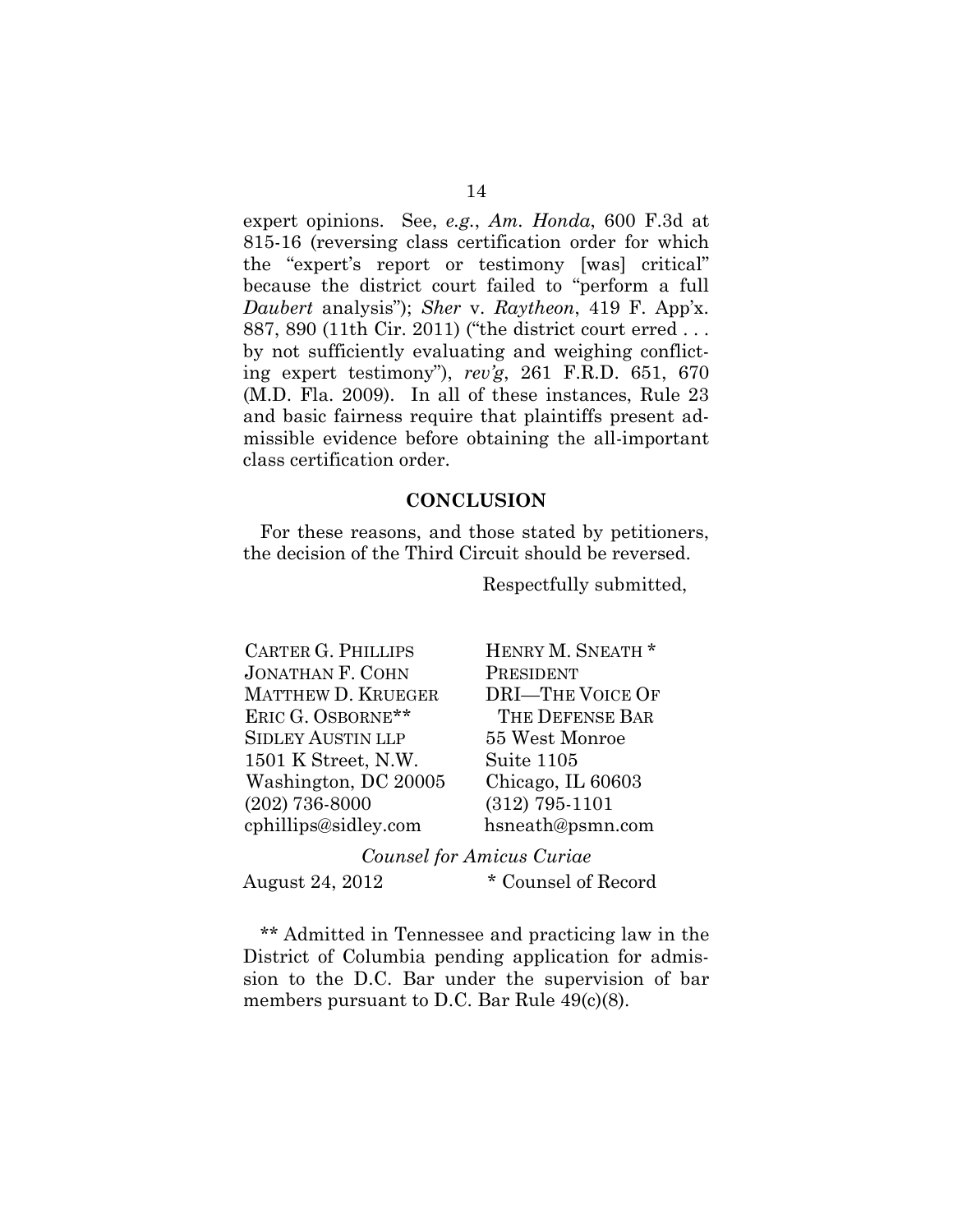expert opinions. See, *e.g.*, *Am. Honda*, 600 F.3d at 815-16 (reversing class certification order for which the "expert's report or testimony [was] critical" because the district court failed to "perform a full *Daubert* analysis"); *Sher* v. *Raytheon*, 419 F. App'x. 887, 890 (11th Cir. 2011) ("the district court erred . . . by not sufficiently evaluating and weighing conflicting expert testimony"), *rev'g*, 261 F.R.D. 651, 670 (M.D. Fla. 2009). In all of these instances, Rule 23 and basic fairness require that plaintiffs present admissible evidence before obtaining the all-important class certification order.

## CONCLUSION

For these reasons, and those stated by petitioners, the decision of the Third Circuit should be reversed.

Respectfully submitted,

CARTER G. PHILLIPS
JONATHAN F. COHN
MATTHEW D. KRUEGER
ERIC G. OSBORNE**
SIDLEY AUSTIN LLP
1501 K Street, N.W.
Washington, DC 20005
(202) 736-8000
cphillips@sidley.com

HENRY M. SNEATH *
PRESIDENT
DRI—THE VOICE OF THE DEFENSE BAR
55 West Monroe
Suite 1105
Chicago, IL 60603
(312) 795-1101
hsneath@psmn.com

*Counsel for Amicus Curiae*

August 24, 2012

* Counsel of Record

** Admitted in Tennessee and practicing law in the District of Columbia pending application for admission to the D.C. Bar under the supervision of bar members pursuant to D.C. Bar Rule 49(c)(8).